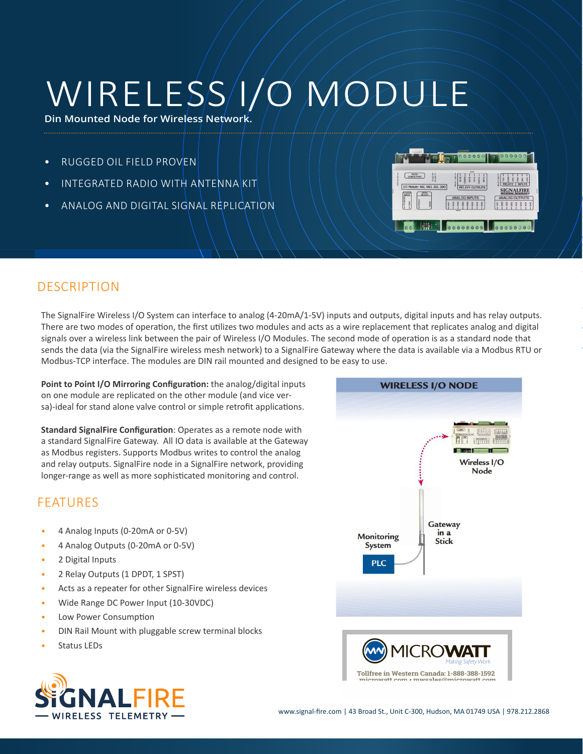# WIRELESS I/O MODULE

**Din Mounted Node for Wireless Network.**

- RUGGED OIL FIELD PROVEN
- INTEGRATED RADIO WITH ANTENNA KIT
- ANALOG AND DIGITAL SIGNAL REPLICATION

## DESCRIPTION

The SignalFire Wireless I/O System can interface to analog (4-20mA/1-5V) inputs and outputs, digital inputs and has relay outputs. There are two modes of operation, the first utilizes two modules and acts as a wire replacement that replicates analog and digital signals over a wireless link between the pair of Wireless I/O Modules. The second mode of operation is as a standard node that sends the data (via the SignalFire wireless mesh network) to a SignalFire Gateway where the data is available via a Modbus RTU or Modbus-TCP interface. The modules are DIN rail mounted and designed to be easy to use.

**Point to Point I/O Mirroring Configuration:** the analog/digital inputs on one module are replicated on the other module (and vice versa)-ideal for stand alone valve control or simple retrofit applications.

**Standard SignalFire Configuration**: Operates as a remote node with a standard SignalFire Gateway. All IO data is available at the Gateway as Modbus registers. Supports Modbus writes to control the analog and relay outputs. SignalFire node in a SignalFire network, providing longer-range as well as more sophisticated monitoring and control.

**WIRELESS I/O NODE**

Wireless I/O Node

Gateway in a Stick

Monitoring System

PLC

## FEATURES

- 4 Analog Inputs (0-20mA or 0-5V)
- 4 Analog Outputs (0-20mA or 0-5V)
- 2 Digital Inputs
- 2 Relay Outputs (1 DPDT, 1 SPST)
- Acts as a repeater for other SignalFire wireless devices
- Wide Range DC Power Input (10-30VDC)
- Low Power Consumption
- DIN Rail Mount with pluggable screw terminal blocks
- Status LEDs

MICROWATT *Making Safety Work*

Tollfree in Western Canada: 1-888-388-1592
microwatt.com • mwsales@microwatt.com

SIGNALFIRE — WIRELESS TELEMETRY —

www.signal-fire.com | 43 Broad St., Unit C-300, Hudson, MA 01749 USA | 978.212.2868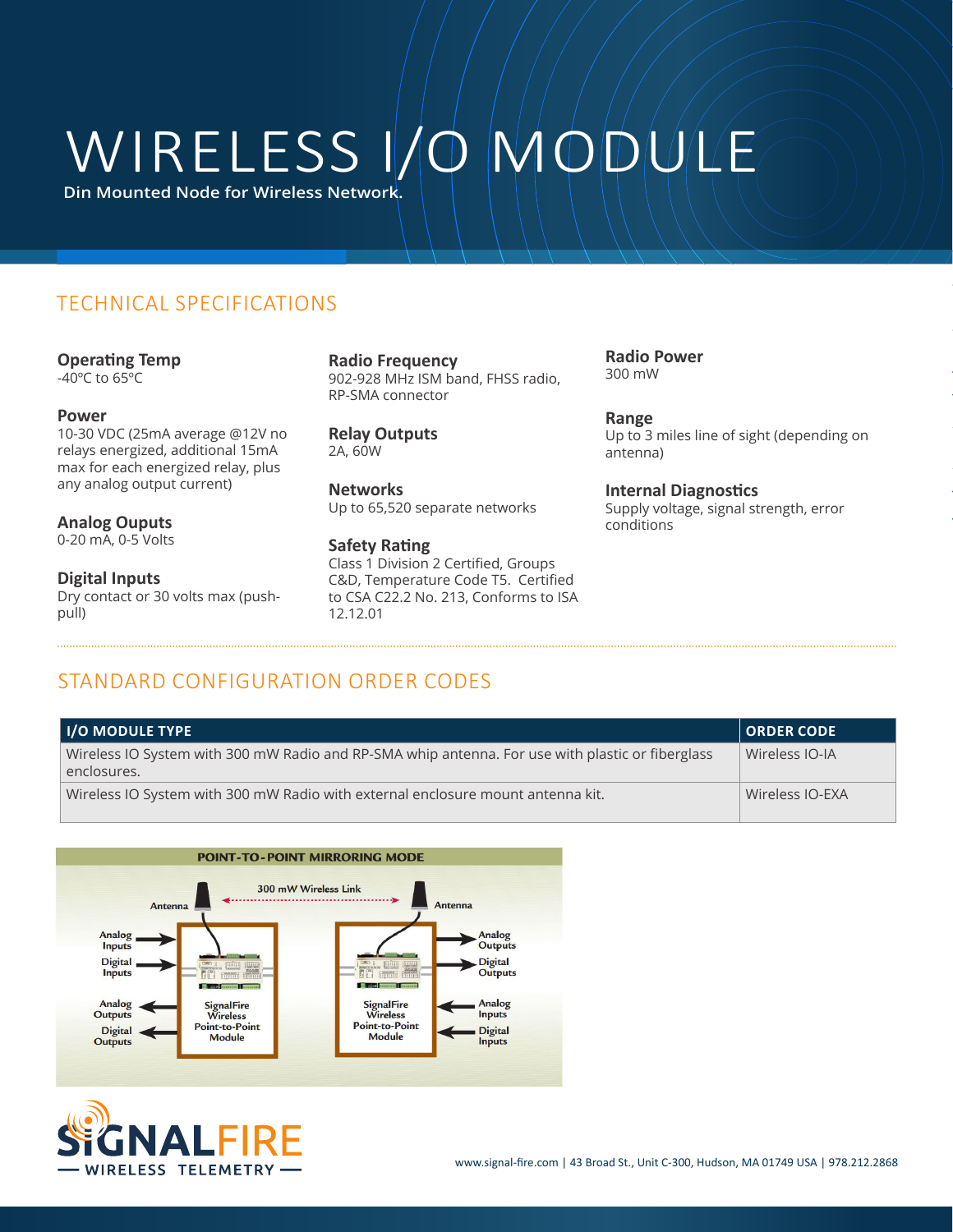# WIRELESS I/O MODULE

**Din Mounted Node for Wireless Network.**

## TECHNICAL SPECIFICATIONS

**Operating Temp**
-40ºC to 65ºC

**Power**
10-30 VDC (25mA average @12V no relays energized, additional 15mA max for each energized relay, plus any analog output current)

**Analog Ouputs**
0-20 mA, 0-5 Volts

**Digital Inputs**
Dry contact or 30 volts max (push-pull)

**Radio Frequency**
902-928 MHz ISM band, FHSS radio, RP-SMA connector

**Relay Outputs**
2A, 60W

**Networks**
Up to 65,520 separate networks

**Safety Rating**
Class 1 Division 2 Certified, Groups C&D, Temperature Code T5. Certified to CSA C22.2 No. 213, Conforms to ISA 12.12.01

**Radio Power**
300 mW

**Range**
Up to 3 miles line of sight (depending on antenna)

**Internal Diagnostics**
Supply voltage, signal strength, error conditions

## STANDARD CONFIGURATION ORDER CODES

| I/O MODULE TYPE | ORDER CODE |
|---|---|
| Wireless IO System with 300 mW Radio and RP-SMA whip antenna. For use with plastic or fiberglass enclosures. | Wireless IO-IA |
| Wireless IO System with 300 mW Radio with external enclosure mount antenna kit. | Wireless IO-EXA |

POINT-TO-POINT MIRRORING MODE

300 mW Wireless Link

Antenna

Antenna

Analog Inputs

Digital Inputs

Analog Outputs

Digital Outputs

SignalFire Wireless Point-to-Point Module

SignalFire Wireless Point-to-Point Module

Analog Outputs

Digital Outputs

Analog Inputs

Digital Inputs

SIGNALFIRE — WIRELESS TELEMETRY —

www.signal-fire.com | 43 Broad St., Unit C-300, Hudson, MA 01749 USA | 978.212.2868